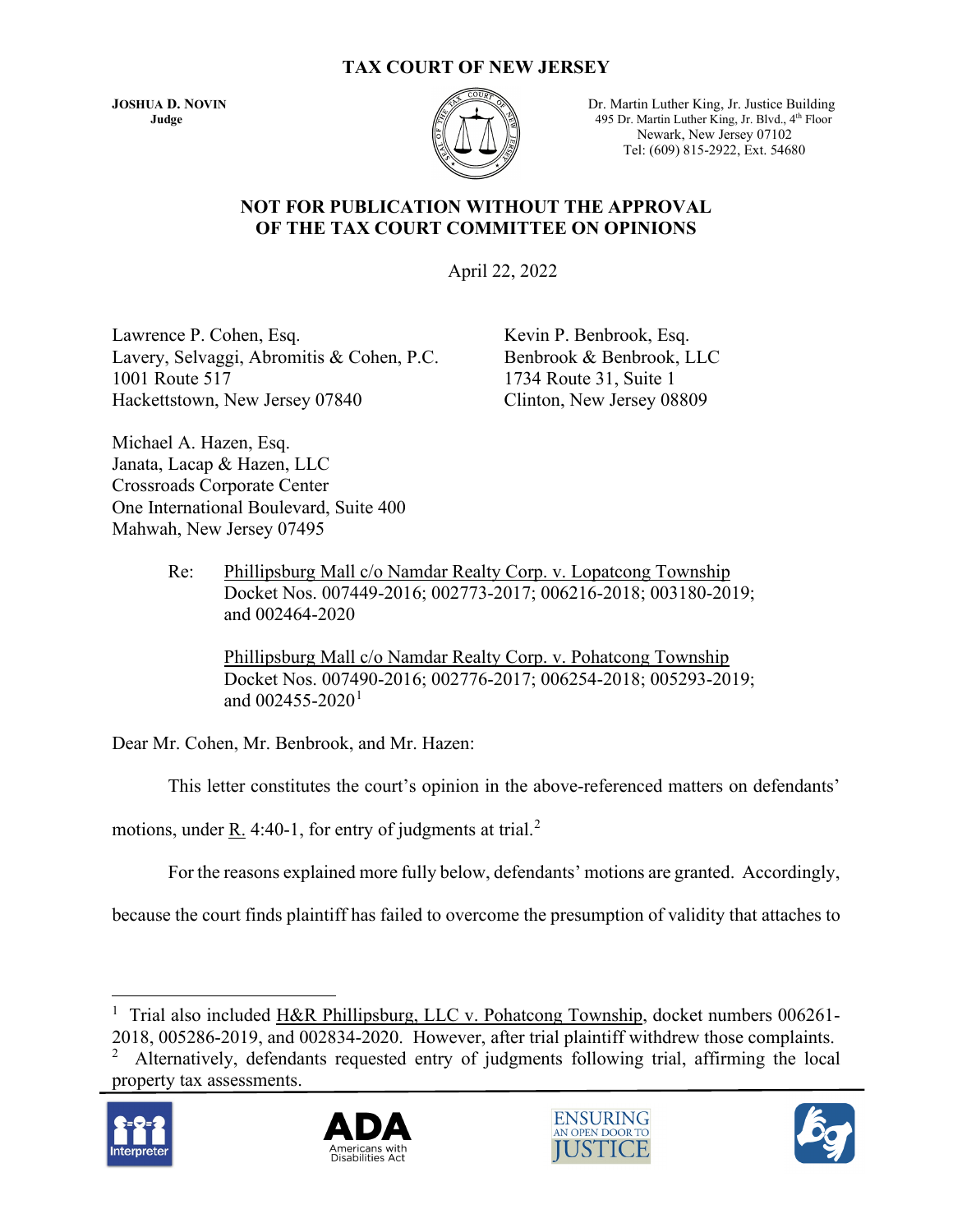# TAX COURT OF NEW JERSEY

**JOSHUA D. NOVIN**
**Judge**

Dr. Martin Luther King, Jr. Justice Building
495 Dr. Martin Luther King, Jr. Blvd., 4th Floor
Newark, New Jersey 07102
Tel: (609) 815-2922, Ext. 54680

**NOT FOR PUBLICATION WITHOUT THE APPROVAL OF THE TAX COURT COMMITTEE ON OPINIONS**

April 22, 2022

Lawrence P. Cohen, Esq.
Lavery, Selvaggi, Abromitis & Cohen, P.C.
1001 Route 517
Hackettstown, New Jersey 07840

Kevin P. Benbrook, Esq.
Benbrook & Benbrook, LLC
1734 Route 31, Suite 1
Clinton, New Jersey 08809

Michael A. Hazen, Esq.
Janata, Lacap & Hazen, LLC
Crossroads Corporate Center
One International Boulevard, Suite 400
Mahwah, New Jersey 07495

Re: Phillipsburg Mall c/o Namdar Realty Corp. v. Lopatcong Township
Docket Nos. 007449-2016; 002773-2017; 006216-2018; 003180-2019; and 002464-2020

Phillipsburg Mall c/o Namdar Realty Corp. v. Pohatcong Township
Docket Nos. 007490-2016; 002776-2017; 006254-2018; 005293-2019; and 002455-2020[1]

Dear Mr. Cohen, Mr. Benbrook, and Mr. Hazen:

This letter constitutes the court's opinion in the above-referenced matters on defendants' motions, under R. 4:40-1, for entry of judgments at trial.[2]

For the reasons explained more fully below, defendants' motions are granted. Accordingly, because the court finds plaintiff has failed to overcome the presumption of validity that attaches to

---

[1] Trial also included H&R Phillipsburg, LLC v. Pohatcong Township, docket numbers 006261-2018, 005286-2019, and 002834-2020. However, after trial plaintiff withdrew those complaints.

[2] Alternatively, defendants requested entry of judgments following trial, affirming the local property tax assessments.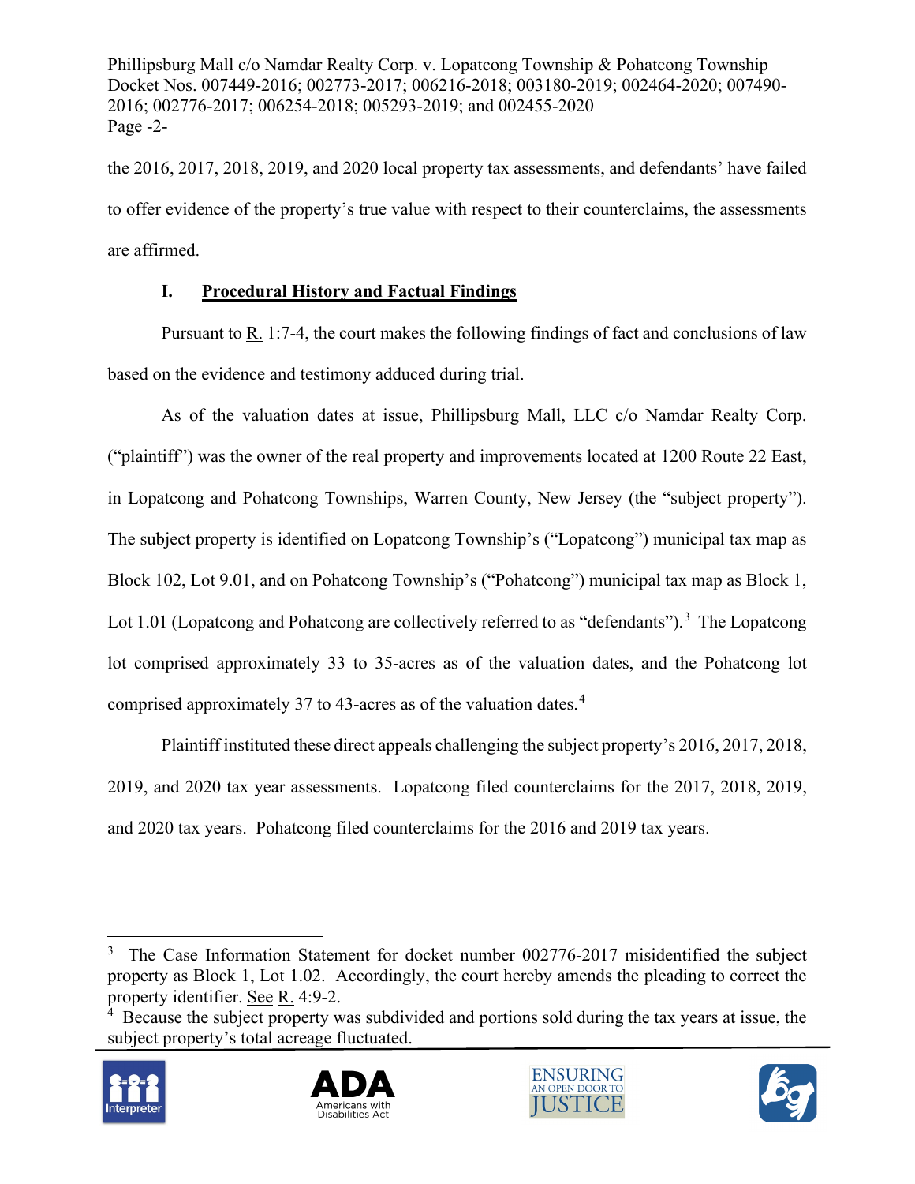the 2016, 2017, 2018, 2019, and 2020 local property tax assessments, and defendants' have failed to offer evidence of the property's true value with respect to their counterclaims, the assessments are affirmed.

## I. Procedural History and Factual Findings

Pursuant to R. 1:7-4, the court makes the following findings of fact and conclusions of law based on the evidence and testimony adduced during trial.

As of the valuation dates at issue, Phillipsburg Mall, LLC c/o Namdar Realty Corp. ("plaintiff") was the owner of the real property and improvements located at 1200 Route 22 East, in Lopatcong and Pohatcong Townships, Warren County, New Jersey (the "subject property"). The subject property is identified on Lopatcong Township's ("Lopatcong") municipal tax map as Block 102, Lot 9.01, and on Pohatcong Township's ("Pohatcong") municipal tax map as Block 1, Lot 1.01 (Lopatcong and Pohatcong are collectively referred to as "defendants").[3] The Lopatcong lot comprised approximately 33 to 35-acres as of the valuation dates, and the Pohatcong lot comprised approximately 37 to 43-acres as of the valuation dates.[4]

Plaintiff instituted these direct appeals challenging the subject property's 2016, 2017, 2018, 2019, and 2020 tax year assessments. Lopatcong filed counterclaims for the 2017, 2018, 2019, and 2020 tax years. Pohatcong filed counterclaims for the 2016 and 2019 tax years.

---

[3] The Case Information Statement for docket number 002776-2017 misidentified the subject property as Block 1, Lot 1.02. Accordingly, the court hereby amends the pleading to correct the property identifier. See R. 4:9-2.

[4] Because the subject property was subdivided and portions sold during the tax years at issue, the subject property's total acreage fluctuated.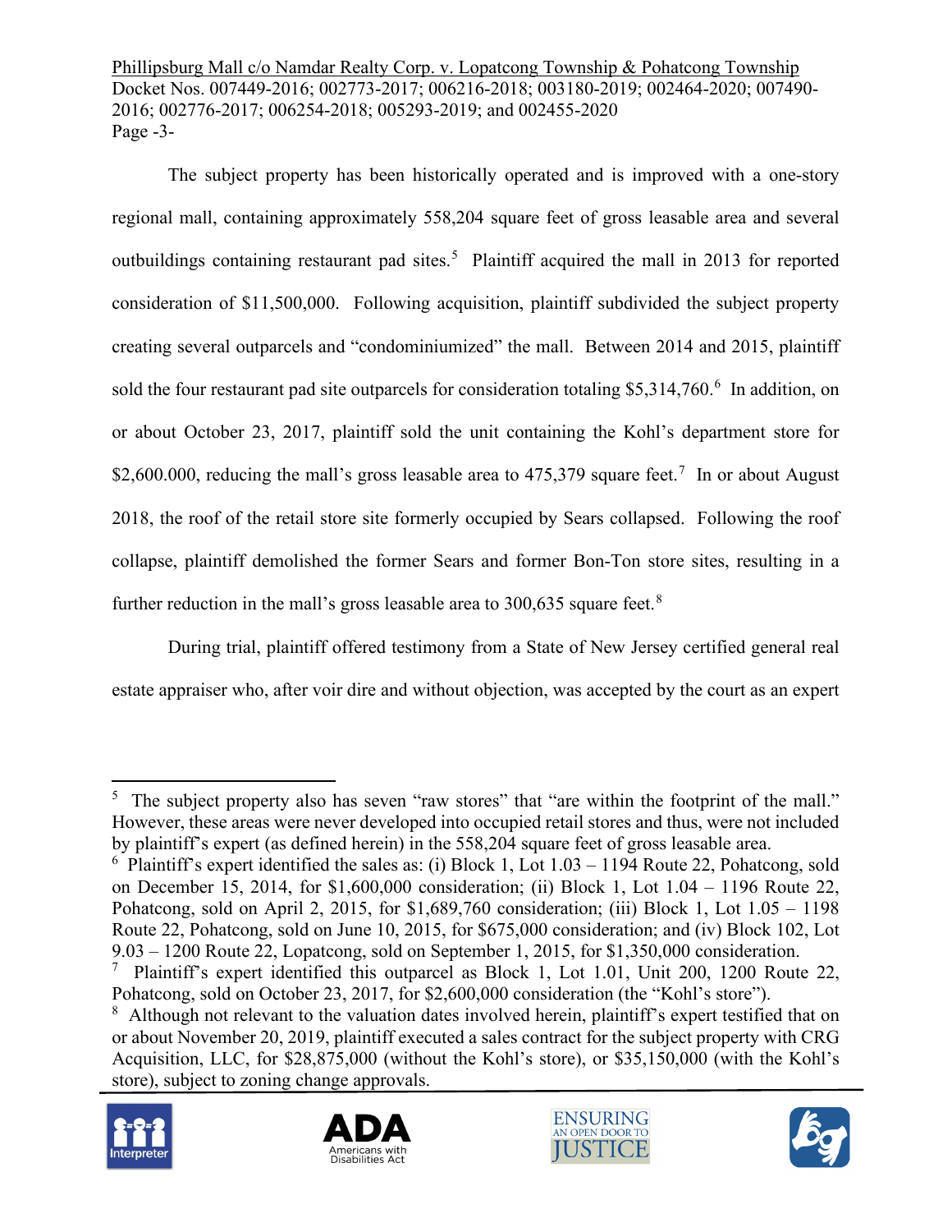The subject property has been historically operated and is improved with a one-story regional mall, containing approximately 558,204 square feet of gross leasable area and several outbuildings containing restaurant pad sites.[5] Plaintiff acquired the mall in 2013 for reported consideration of $11,500,000. Following acquisition, plaintiff subdivided the subject property creating several outparcels and "condominiumized" the mall. Between 2014 and 2015, plaintiff sold the four restaurant pad site outparcels for consideration totaling $5,314,760.[6] In addition, on or about October 23, 2017, plaintiff sold the unit containing the Kohl's department store for $2,600.000, reducing the mall's gross leasable area to 475,379 square feet.[7] In or about August 2018, the roof of the retail store site formerly occupied by Sears collapsed. Following the roof collapse, plaintiff demolished the former Sears and former Bon-Ton store sites, resulting in a further reduction in the mall's gross leasable area to 300,635 square feet.[8]

During trial, plaintiff offered testimony from a State of New Jersey certified general real estate appraiser who, after voir dire and without objection, was accepted by the court as an expert

---

[5] The subject property also has seven "raw stores" that "are within the footprint of the mall." However, these areas were never developed into occupied retail stores and thus, were not included by plaintiff's expert (as defined herein) in the 558,204 square feet of gross leasable area.

[6] Plaintiff's expert identified the sales as: (i) Block 1, Lot 1.03 – 1194 Route 22, Pohatcong, sold on December 15, 2014, for $1,600,000 consideration; (ii) Block 1, Lot 1.04 – 1196 Route 22, Pohatcong, sold on April 2, 2015, for $1,689,760 consideration; (iii) Block 1, Lot 1.05 – 1198 Route 22, Pohatcong, sold on June 10, 2015, for $675,000 consideration; and (iv) Block 102, Lot 9.03 – 1200 Route 22, Lopatcong, sold on September 1, 2015, for $1,350,000 consideration.

[7] Plaintiff's expert identified this outparcel as Block 1, Lot 1.01, Unit 200, 1200 Route 22, Pohatcong, sold on October 23, 2017, for $2,600,000 consideration (the "Kohl's store").

[8] Although not relevant to the valuation dates involved herein, plaintiff's expert testified that on or about November 20, 2019, plaintiff executed a sales contract for the subject property with CRG Acquisition, LLC, for $28,875,000 (without the Kohl's store), or $35,150,000 (with the Kohl's store), subject to zoning change approvals.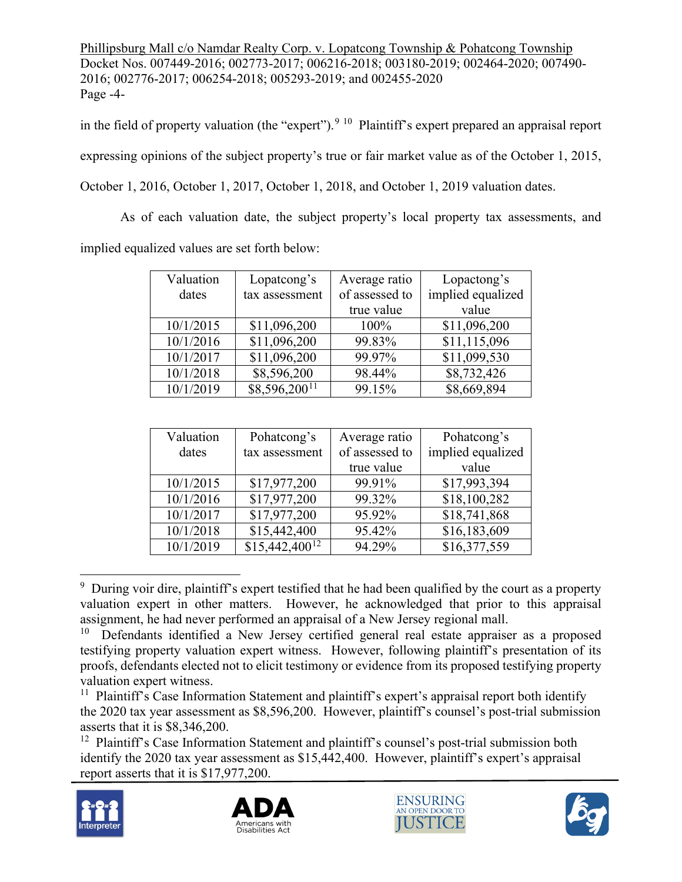in the field of property valuation (the "expert").[9] [10] Plaintiff's expert prepared an appraisal report expressing opinions of the subject property's true or fair market value as of the October 1, 2015, October 1, 2016, October 1, 2017, October 1, 2018, and October 1, 2019 valuation dates.

As of each valuation date, the subject property's local property tax assessments, and implied equalized values are set forth below:

| Valuation dates | Lopatcong's tax assessment | Average ratio of assessed to true value | Lopactong's implied equalized value |
|---|---|---|---|
| 10/1/2015 | $11,096,200 | 100% | $11,096,200 |
| 10/1/2016 | $11,096,200 | 99.83% | $11,115,096 |
| 10/1/2017 | $11,096,200 | 99.97% | $11,099,530 |
| 10/1/2018 | $8,596,200 | 98.44% | $8,732,426 |
| 10/1/2019 | $8,596,200[11] | 99.15% | $8,669,894 |

| Valuation dates | Pohatcong's tax assessment | Average ratio of assessed to true value | Pohatcong's implied equalized value |
|---|---|---|---|
| 10/1/2015 | $17,977,200 | 99.91% | $17,993,394 |
| 10/1/2016 | $17,977,200 | 99.32% | $18,100,282 |
| 10/1/2017 | $17,977,200 | 95.92% | $18,741,868 |
| 10/1/2018 | $15,442,400 | 95.42% | $16,183,609 |
| 10/1/2019 | $15,442,400[12] | 94.29% | $16,377,559 |

---

[9] During voir dire, plaintiff's expert testified that he had been qualified by the court as a property valuation expert in other matters. However, he acknowledged that prior to this appraisal assignment, he had never performed an appraisal of a New Jersey regional mall.

[10] Defendants identified a New Jersey certified general real estate appraiser as a proposed testifying property valuation expert witness. However, following plaintiff's presentation of its proofs, defendants elected not to elicit testimony or evidence from its proposed testifying property valuation expert witness.

[11] Plaintiff's Case Information Statement and plaintiff's expert's appraisal report both identify the 2020 tax year assessment as $8,596,200. However, plaintiff's counsel's post-trial submission asserts that it is $8,346,200.

[12] Plaintiff's Case Information Statement and plaintiff's counsel's post-trial submission both identify the 2020 tax year assessment as $15,442,400. However, plaintiff's expert's appraisal report asserts that it is $17,977,200.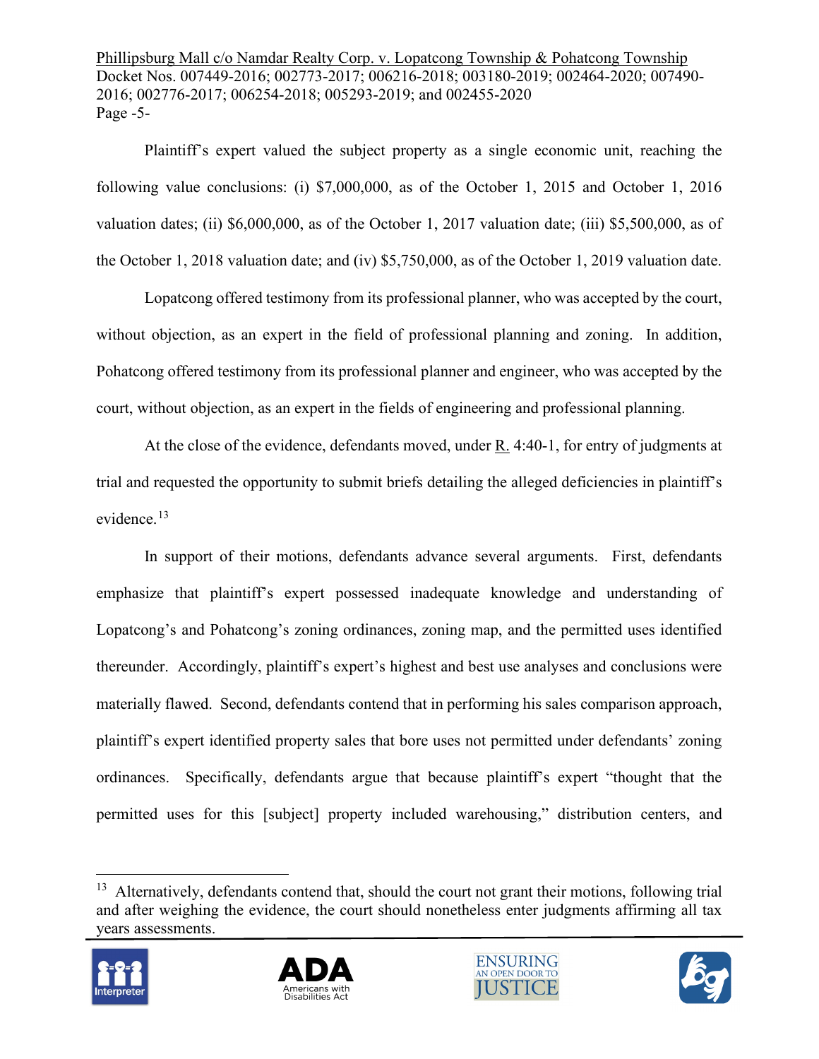Plaintiff's expert valued the subject property as a single economic unit, reaching the following value conclusions: (i) $7,000,000, as of the October 1, 2015 and October 1, 2016 valuation dates; (ii) $6,000,000, as of the October 1, 2017 valuation date; (iii) $5,500,000, as of the October 1, 2018 valuation date; and (iv) $5,750,000, as of the October 1, 2019 valuation date.

Lopatcong offered testimony from its professional planner, who was accepted by the court, without objection, as an expert in the field of professional planning and zoning. In addition, Pohatcong offered testimony from its professional planner and engineer, who was accepted by the court, without objection, as an expert in the fields of engineering and professional planning.

At the close of the evidence, defendants moved, under R. 4:40-1, for entry of judgments at trial and requested the opportunity to submit briefs detailing the alleged deficiencies in plaintiff's evidence.[13]

In support of their motions, defendants advance several arguments. First, defendants emphasize that plaintiff's expert possessed inadequate knowledge and understanding of Lopatcong's and Pohatcong's zoning ordinances, zoning map, and the permitted uses identified thereunder. Accordingly, plaintiff's expert's highest and best use analyses and conclusions were materially flawed. Second, defendants contend that in performing his sales comparison approach, plaintiff's expert identified property sales that bore uses not permitted under defendants' zoning ordinances. Specifically, defendants argue that because plaintiff's expert "thought that the permitted uses for this [subject] property included warehousing," distribution centers, and

---

[13] Alternatively, defendants contend that, should the court not grant their motions, following trial and after weighing the evidence, the court should nonetheless enter judgments affirming all tax years assessments.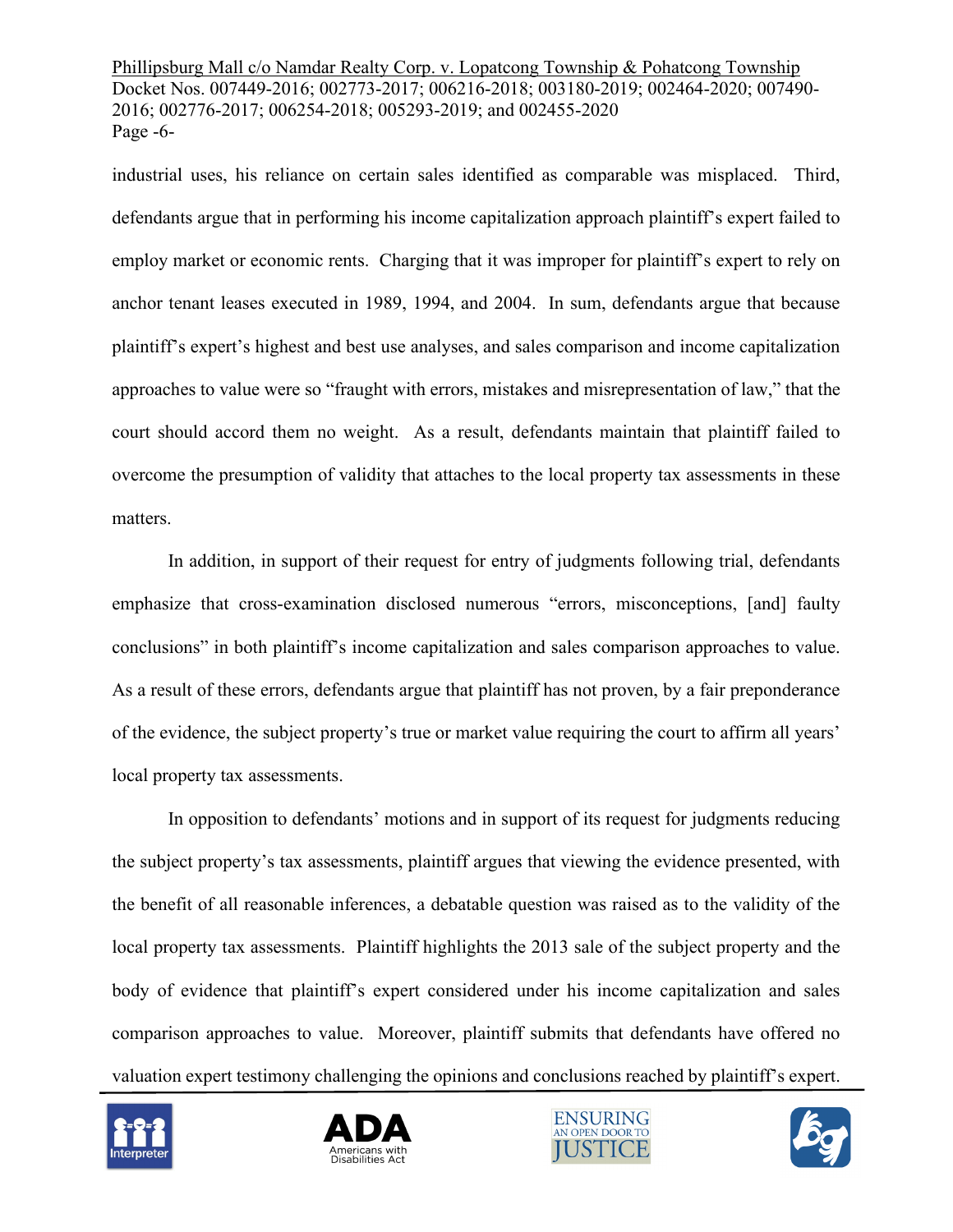industrial uses, his reliance on certain sales identified as comparable was misplaced. Third, defendants argue that in performing his income capitalization approach plaintiff's expert failed to employ market or economic rents. Charging that it was improper for plaintiff's expert to rely on anchor tenant leases executed in 1989, 1994, and 2004. In sum, defendants argue that because plaintiff's expert's highest and best use analyses, and sales comparison and income capitalization approaches to value were so "fraught with errors, mistakes and misrepresentation of law," that the court should accord them no weight. As a result, defendants maintain that plaintiff failed to overcome the presumption of validity that attaches to the local property tax assessments in these matters.

In addition, in support of their request for entry of judgments following trial, defendants emphasize that cross-examination disclosed numerous "errors, misconceptions, [and] faulty conclusions" in both plaintiff's income capitalization and sales comparison approaches to value. As a result of these errors, defendants argue that plaintiff has not proven, by a fair preponderance of the evidence, the subject property's true or market value requiring the court to affirm all years' local property tax assessments.

In opposition to defendants' motions and in support of its request for judgments reducing the subject property's tax assessments, plaintiff argues that viewing the evidence presented, with the benefit of all reasonable inferences, a debatable question was raised as to the validity of the local property tax assessments. Plaintiff highlights the 2013 sale of the subject property and the body of evidence that plaintiff's expert considered under his income capitalization and sales comparison approaches to value. Moreover, plaintiff submits that defendants have offered no valuation expert testimony challenging the opinions and conclusions reached by plaintiff's expert.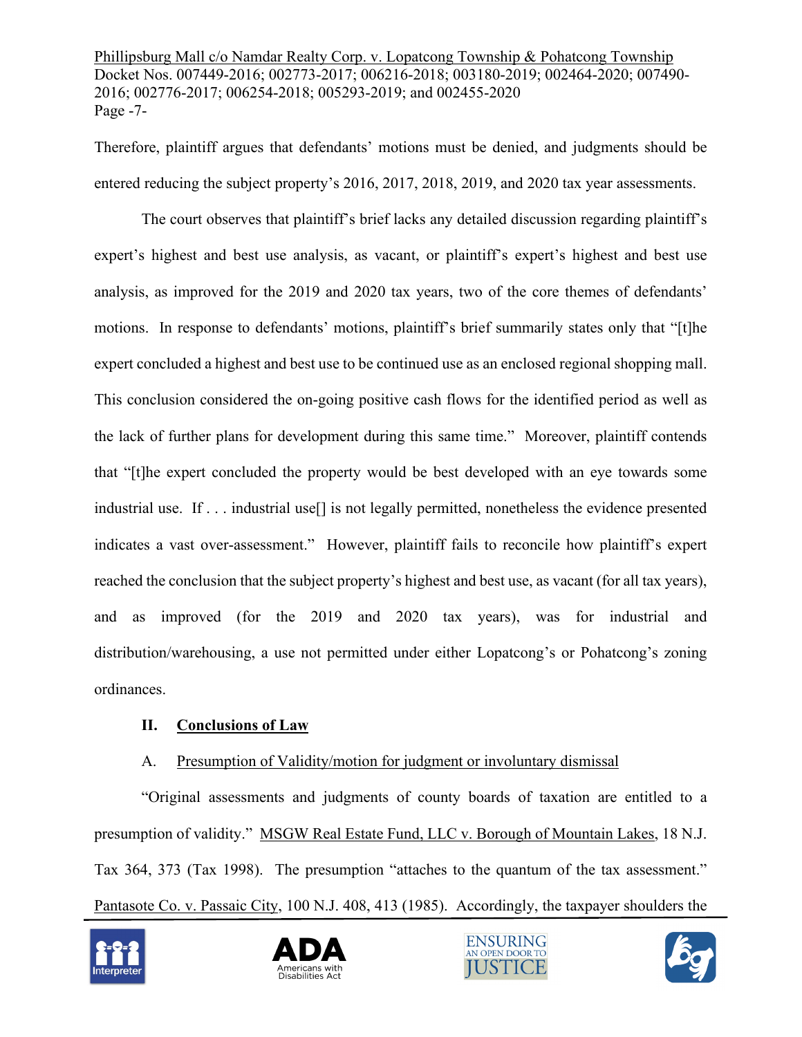Therefore, plaintiff argues that defendants' motions must be denied, and judgments should be entered reducing the subject property's 2016, 2017, 2018, 2019, and 2020 tax year assessments.

The court observes that plaintiff's brief lacks any detailed discussion regarding plaintiff's expert's highest and best use analysis, as vacant, or plaintiff's expert's highest and best use analysis, as improved for the 2019 and 2020 tax years, two of the core themes of defendants' motions. In response to defendants' motions, plaintiff's brief summarily states only that "[t]he expert concluded a highest and best use to be continued use as an enclosed regional shopping mall. This conclusion considered the on-going positive cash flows for the identified period as well as the lack of further plans for development during this same time." Moreover, plaintiff contends that "[t]he expert concluded the property would be best developed with an eye towards some industrial use. If . . . industrial use[] is not legally permitted, nonetheless the evidence presented indicates a vast over-assessment." However, plaintiff fails to reconcile how plaintiff's expert reached the conclusion that the subject property's highest and best use, as vacant (for all tax years), and as improved (for the 2019 and 2020 tax years), was for industrial and distribution/warehousing, a use not permitted under either Lopatcong's or Pohatcong's zoning ordinances.

## II. Conclusions of Law

### A. Presumption of Validity/motion for judgment or involuntary dismissal

"Original assessments and judgments of county boards of taxation are entitled to a presumption of validity." MSGW Real Estate Fund, LLC v. Borough of Mountain Lakes, 18 N.J. Tax 364, 373 (Tax 1998). The presumption "attaches to the quantum of the tax assessment." Pantasote Co. v. Passaic City, 100 N.J. 408, 413 (1985). Accordingly, the taxpayer shoulders the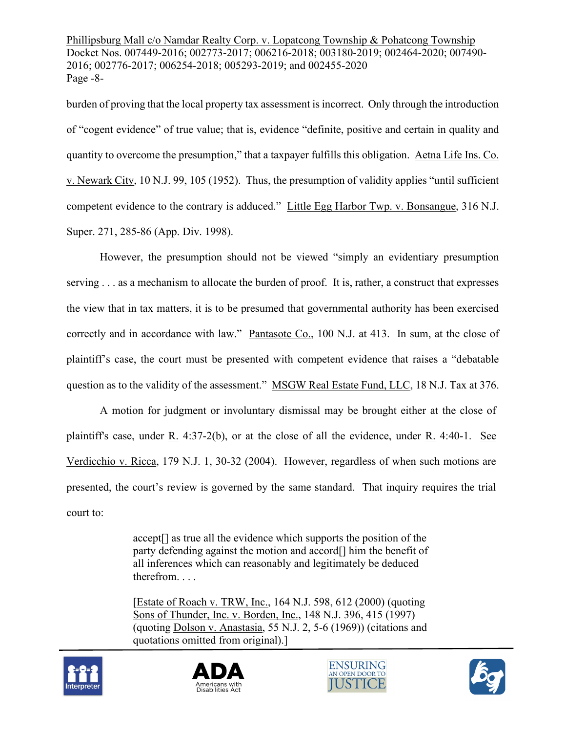burden of proving that the local property tax assessment is incorrect. Only through the introduction of "cogent evidence" of true value; that is, evidence "definite, positive and certain in quality and quantity to overcome the presumption," that a taxpayer fulfills this obligation. Aetna Life Ins. Co. v. Newark City, 10 N.J. 99, 105 (1952). Thus, the presumption of validity applies "until sufficient competent evidence to the contrary is adduced." Little Egg Harbor Twp. v. Bonsangue, 316 N.J. Super. 271, 285-86 (App. Div. 1998).

However, the presumption should not be viewed "simply an evidentiary presumption serving . . . as a mechanism to allocate the burden of proof. It is, rather, a construct that expresses the view that in tax matters, it is to be presumed that governmental authority has been exercised correctly and in accordance with law." Pantasote Co., 100 N.J. at 413. In sum, at the close of plaintiff's case, the court must be presented with competent evidence that raises a "debatable question as to the validity of the assessment." MSGW Real Estate Fund, LLC, 18 N.J. Tax at 376.

A motion for judgment or involuntary dismissal may be brought either at the close of plaintiff's case, under R. 4:37-2(b), or at the close of all the evidence, under R. 4:40-1. See Verdicchio v. Ricca, 179 N.J. 1, 30-32 (2004). However, regardless of when such motions are presented, the court's review is governed by the same standard. That inquiry requires the trial court to:

> accept[] as true all the evidence which supports the position of the party defending against the motion and accord[] him the benefit of all inferences which can reasonably and legitimately be deduced therefrom. . . .
>
> [Estate of Roach v. TRW, Inc., 164 N.J. 598, 612 (2000) (quoting Sons of Thunder, Inc. v. Borden, Inc., 148 N.J. 396, 415 (1997) (quoting Dolson v. Anastasia, 55 N.J. 2, 5-6 (1969)) (citations and quotations omitted from original).]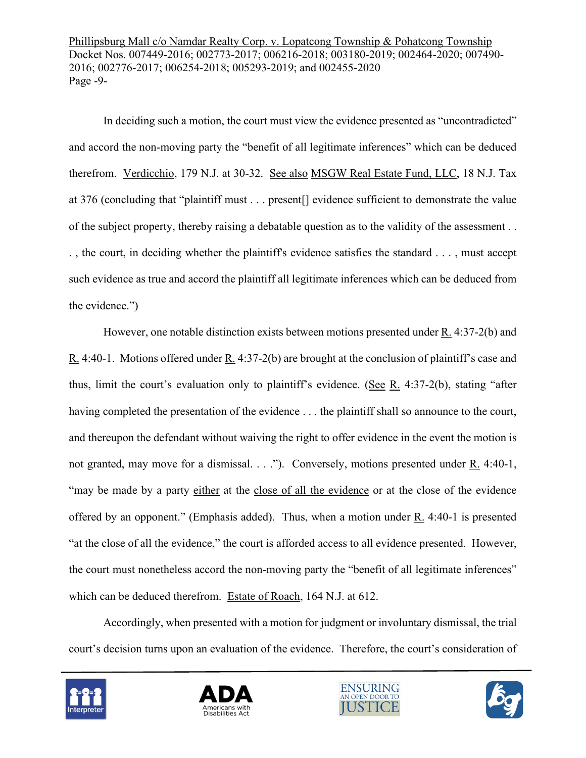In deciding such a motion, the court must view the evidence presented as "uncontradicted" and accord the non-moving party the "benefit of all legitimate inferences" which can be deduced therefrom. Verdicchio, 179 N.J. at 30-32. See also MSGW Real Estate Fund, LLC, 18 N.J. Tax at 376 (concluding that "plaintiff must . . . present[] evidence sufficient to demonstrate the value of the subject property, thereby raising a debatable question as to the validity of the assessment . . . , the court, in deciding whether the plaintiff's evidence satisfies the standard . . . , must accept such evidence as true and accord the plaintiff all legitimate inferences which can be deduced from the evidence.")

However, one notable distinction exists between motions presented under R. 4:37-2(b) and R. 4:40-1. Motions offered under R. 4:37-2(b) are brought at the conclusion of plaintiff's case and thus, limit the court's evaluation only to plaintiff's evidence. (See R. 4:37-2(b), stating "after having completed the presentation of the evidence . . . the plaintiff shall so announce to the court, and thereupon the defendant without waiving the right to offer evidence in the event the motion is not granted, may move for a dismissal. . . ."). Conversely, motions presented under R. 4:40-1, "may be made by a party <u>either</u> at the <u>close of all the evidence</u> or at the close of the evidence offered by an opponent." (Emphasis added). Thus, when a motion under R. 4:40-1 is presented "at the close of all the evidence," the court is afforded access to all evidence presented. However, the court must nonetheless accord the non-moving party the "benefit of all legitimate inferences" which can be deduced therefrom. Estate of Roach, 164 N.J. at 612.

Accordingly, when presented with a motion for judgment or involuntary dismissal, the trial court's decision turns upon an evaluation of the evidence. Therefore, the court's consideration of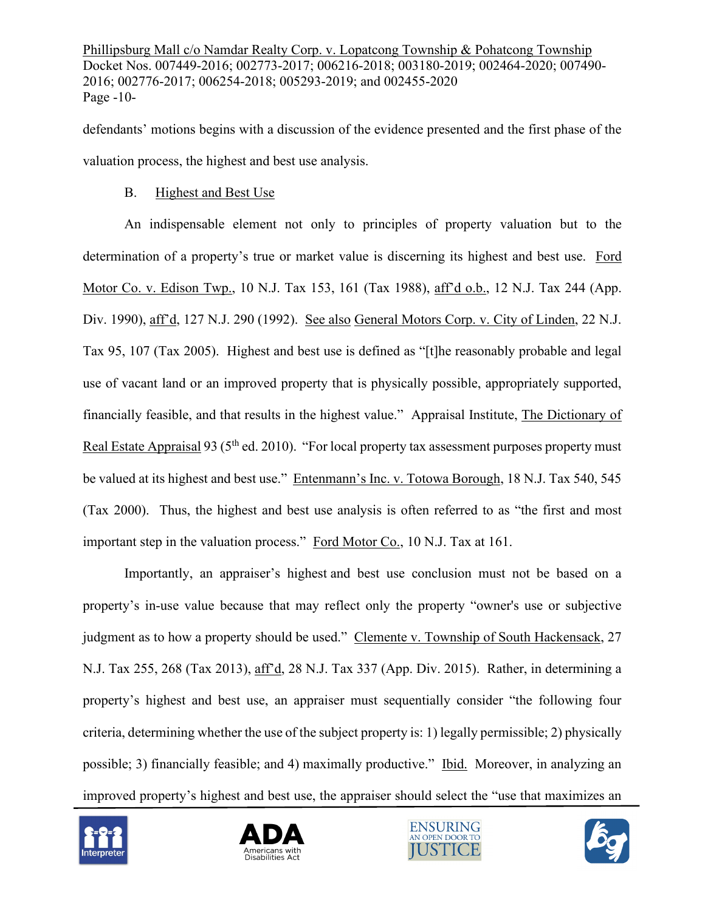defendants' motions begins with a discussion of the evidence presented and the first phase of the valuation process, the highest and best use analysis.

B. Highest and Best Use

An indispensable element not only to principles of property valuation but to the determination of a property's true or market value is discerning its highest and best use. Ford Motor Co. v. Edison Twp., 10 N.J. Tax 153, 161 (Tax 1988), aff'd o.b., 12 N.J. Tax 244 (App. Div. 1990), aff'd, 127 N.J. 290 (1992). See also General Motors Corp. v. City of Linden, 22 N.J. Tax 95, 107 (Tax 2005). Highest and best use is defined as "[t]he reasonably probable and legal use of vacant land or an improved property that is physically possible, appropriately supported, financially feasible, and that results in the highest value." Appraisal Institute, The Dictionary of Real Estate Appraisal 93 (5th ed. 2010). "For local property tax assessment purposes property must be valued at its highest and best use." Entenmann's Inc. v. Totowa Borough, 18 N.J. Tax 540, 545 (Tax 2000). Thus, the highest and best use analysis is often referred to as "the first and most important step in the valuation process." Ford Motor Co., 10 N.J. Tax at 161.

Importantly, an appraiser's highest and best use conclusion must not be based on a property's in-use value because that may reflect only the property "owner's use or subjective judgment as to how a property should be used." Clemente v. Township of South Hackensack, 27 N.J. Tax 255, 268 (Tax 2013), aff'd, 28 N.J. Tax 337 (App. Div. 2015). Rather, in determining a property's highest and best use, an appraiser must sequentially consider "the following four criteria, determining whether the use of the subject property is: 1) legally permissible; 2) physically possible; 3) financially feasible; and 4) maximally productive." Ibid. Moreover, in analyzing an improved property's highest and best use, the appraiser should select the "use that maximizes an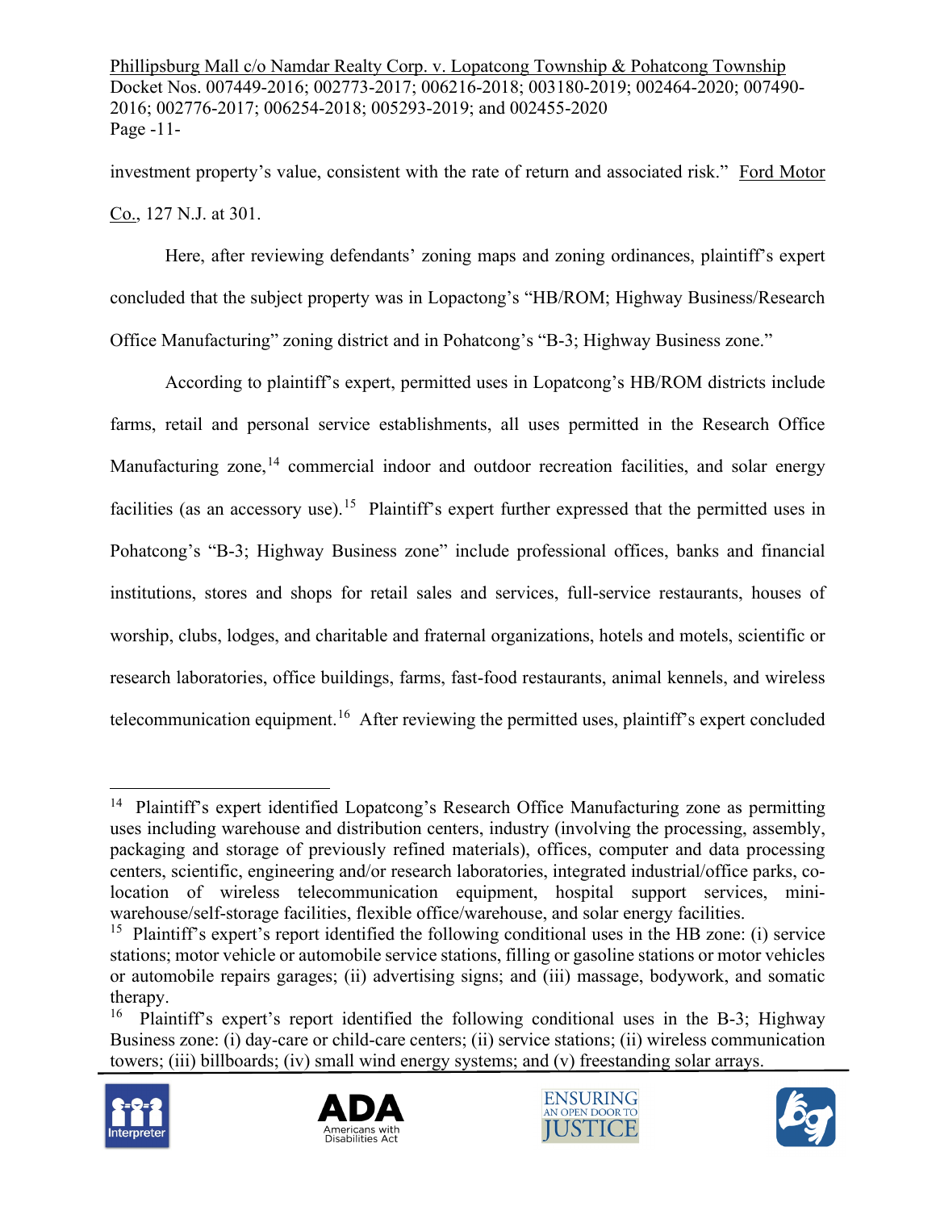investment property's value, consistent with the rate of return and associated risk." Ford Motor Co., 127 N.J. at 301.

Here, after reviewing defendants' zoning maps and zoning ordinances, plaintiff's expert concluded that the subject property was in Lopactong's "HB/ROM; Highway Business/Research Office Manufacturing" zoning district and in Pohatcong's "B-3; Highway Business zone."

According to plaintiff's expert, permitted uses in Lopatcong's HB/ROM districts include farms, retail and personal service establishments, all uses permitted in the Research Office Manufacturing zone,[14] commercial indoor and outdoor recreation facilities, and solar energy facilities (as an accessory use).[15] Plaintiff's expert further expressed that the permitted uses in Pohatcong's "B-3; Highway Business zone" include professional offices, banks and financial institutions, stores and shops for retail sales and services, full-service restaurants, houses of worship, clubs, lodges, and charitable and fraternal organizations, hotels and motels, scientific or research laboratories, office buildings, farms, fast-food restaurants, animal kennels, and wireless telecommunication equipment.[16] After reviewing the permitted uses, plaintiff's expert concluded

---

[14] Plaintiff's expert identified Lopatcong's Research Office Manufacturing zone as permitting uses including warehouse and distribution centers, industry (involving the processing, assembly, packaging and storage of previously refined materials), offices, computer and data processing centers, scientific, engineering and/or research laboratories, integrated industrial/office parks, co-location of wireless telecommunication equipment, hospital support services, mini-warehouse/self-storage facilities, flexible office/warehouse, and solar energy facilities.

[15] Plaintiff's expert's report identified the following conditional uses in the HB zone: (i) service stations; motor vehicle or automobile service stations, filling or gasoline stations or motor vehicles or automobile repairs garages; (ii) advertising signs; and (iii) massage, bodywork, and somatic therapy.

[16] Plaintiff's expert's report identified the following conditional uses in the B-3; Highway Business zone: (i) day-care or child-care centers; (ii) service stations; (ii) wireless communication towers; (iii) billboards; (iv) small wind energy systems; and (v) freestanding solar arrays.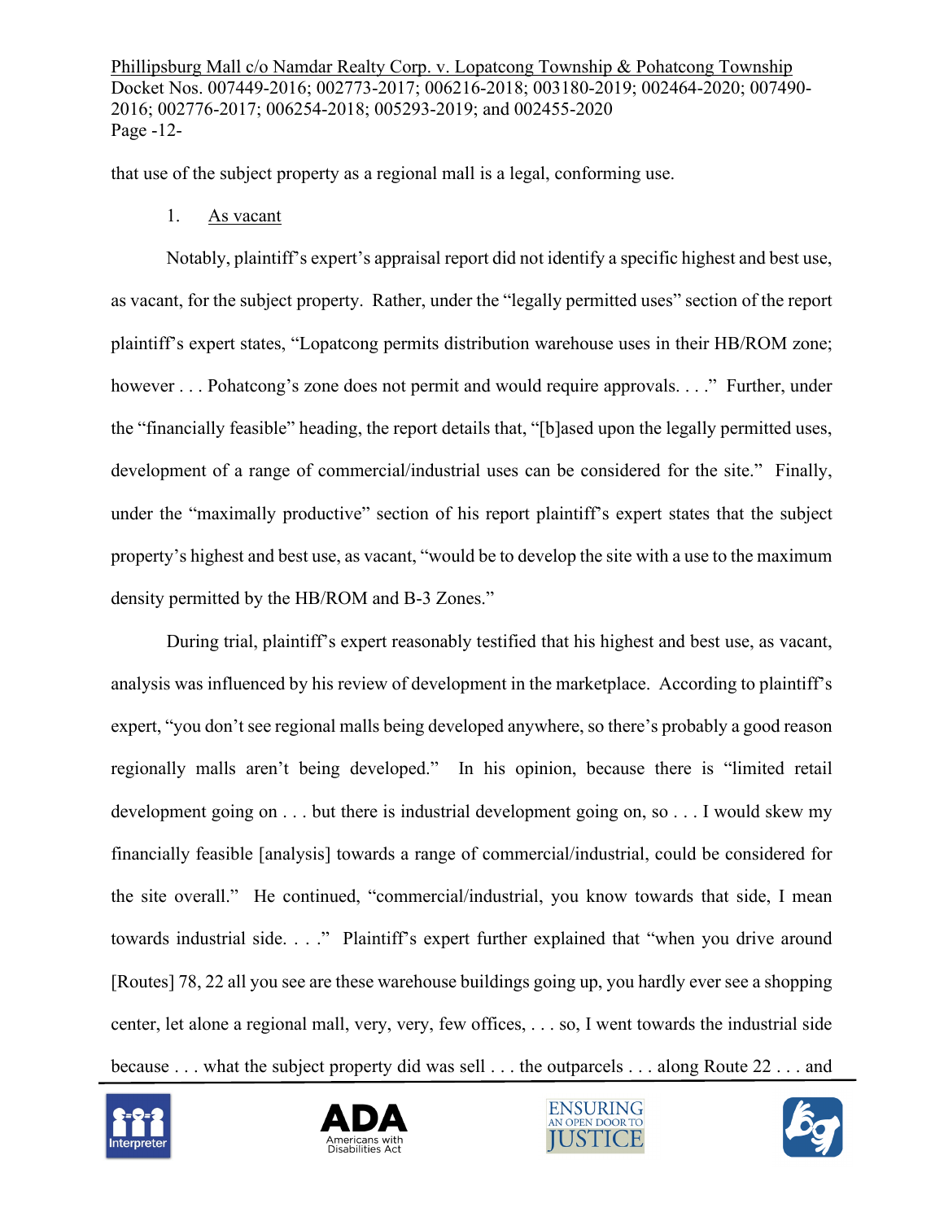that use of the subject property as a regional mall is a legal, conforming use.

1. As vacant

Notably, plaintiff's expert's appraisal report did not identify a specific highest and best use, as vacant, for the subject property. Rather, under the "legally permitted uses" section of the report plaintiff's expert states, "Lopatcong permits distribution warehouse uses in their HB/ROM zone; however . . . Pohatcong's zone does not permit and would require approvals. . . ." Further, under the "financially feasible" heading, the report details that, "[b]ased upon the legally permitted uses, development of a range of commercial/industrial uses can be considered for the site." Finally, under the "maximally productive" section of his report plaintiff's expert states that the subject property's highest and best use, as vacant, "would be to develop the site with a use to the maximum density permitted by the HB/ROM and B-3 Zones."

During trial, plaintiff's expert reasonably testified that his highest and best use, as vacant, analysis was influenced by his review of development in the marketplace. According to plaintiff's expert, "you don't see regional malls being developed anywhere, so there's probably a good reason regionally malls aren't being developed." In his opinion, because there is "limited retail development going on . . . but there is industrial development going on, so . . . I would skew my financially feasible [analysis] towards a range of commercial/industrial, could be considered for the site overall." He continued, "commercial/industrial, you know towards that side, I mean towards industrial side. . . ." Plaintiff's expert further explained that "when you drive around [Routes] 78, 22 all you see are these warehouse buildings going up, you hardly ever see a shopping center, let alone a regional mall, very, very, few offices, . . . so, I went towards the industrial side because . . . what the subject property did was sell . . . the outparcels . . . along Route 22 . . . and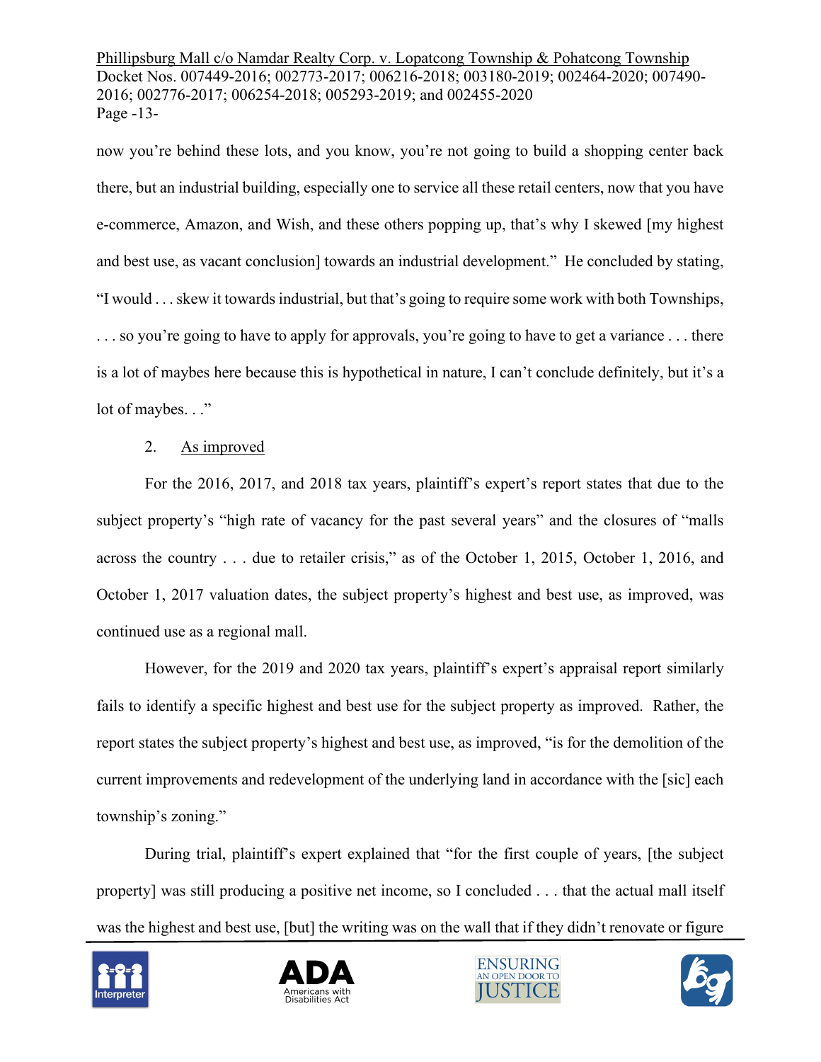now you're behind these lots, and you know, you're not going to build a shopping center back there, but an industrial building, especially one to service all these retail centers, now that you have e-commerce, Amazon, and Wish, and these others popping up, that's why I skewed [my highest and best use, as vacant conclusion] towards an industrial development." He concluded by stating, "I would . . . skew it towards industrial, but that's going to require some work with both Townships, . . . so you're going to have to apply for approvals, you're going to have to get a variance . . . there is a lot of maybes here because this is hypothetical in nature, I can't conclude definitely, but it's a lot of maybes. . ."

2. <u>As improved</u>

For the 2016, 2017, and 2018 tax years, plaintiff's expert's report states that due to the subject property's "high rate of vacancy for the past several years" and the closures of "malls across the country . . . due to retailer crisis," as of the October 1, 2015, October 1, 2016, and October 1, 2017 valuation dates, the subject property's highest and best use, as improved, was continued use as a regional mall.

However, for the 2019 and 2020 tax years, plaintiff's expert's appraisal report similarly fails to identify a specific highest and best use for the subject property as improved. Rather, the report states the subject property's highest and best use, as improved, "is for the demolition of the current improvements and redevelopment of the underlying land in accordance with the [sic] each township's zoning."

During trial, plaintiff's expert explained that "for the first couple of years, [the subject property] was still producing a positive net income, so I concluded . . . that the actual mall itself was the highest and best use, [but] the writing was on the wall that if they didn't renovate or figure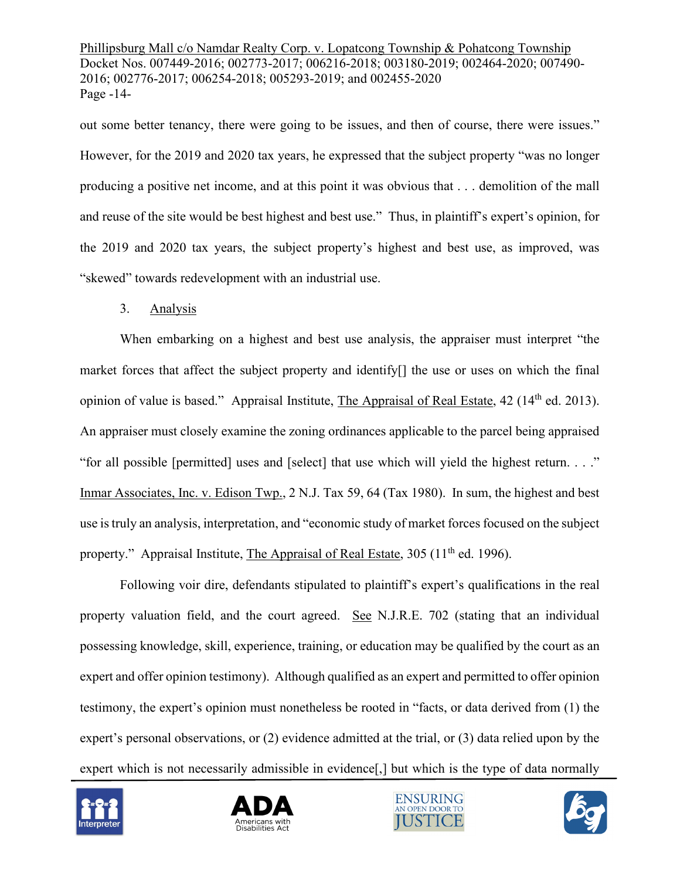out some better tenancy, there were going to be issues, and then of course, there were issues." However, for the 2019 and 2020 tax years, he expressed that the subject property "was no longer producing a positive net income, and at this point it was obvious that . . . demolition of the mall and reuse of the site would be best highest and best use." Thus, in plaintiff's expert's opinion, for the 2019 and 2020 tax years, the subject property's highest and best use, as improved, was "skewed" towards redevelopment with an industrial use.

3. Analysis

When embarking on a highest and best use analysis, the appraiser must interpret "the market forces that affect the subject property and identify[] the use or uses on which the final opinion of value is based." Appraisal Institute, The Appraisal of Real Estate, 42 (14th ed. 2013). An appraiser must closely examine the zoning ordinances applicable to the parcel being appraised "for all possible [permitted] uses and [select] that use which will yield the highest return. . . ." Inmar Associates, Inc. v. Edison Twp., 2 N.J. Tax 59, 64 (Tax 1980). In sum, the highest and best use is truly an analysis, interpretation, and "economic study of market forces focused on the subject property." Appraisal Institute, The Appraisal of Real Estate, 305 (11th ed. 1996).

Following voir dire, defendants stipulated to plaintiff's expert's qualifications in the real property valuation field, and the court agreed. See N.J.R.E. 702 (stating that an individual possessing knowledge, skill, experience, training, or education may be qualified by the court as an expert and offer opinion testimony). Although qualified as an expert and permitted to offer opinion testimony, the expert's opinion must nonetheless be rooted in "facts, or data derived from (1) the expert's personal observations, or (2) evidence admitted at the trial, or (3) data relied upon by the expert which is not necessarily admissible in evidence[,] but which is the type of data normally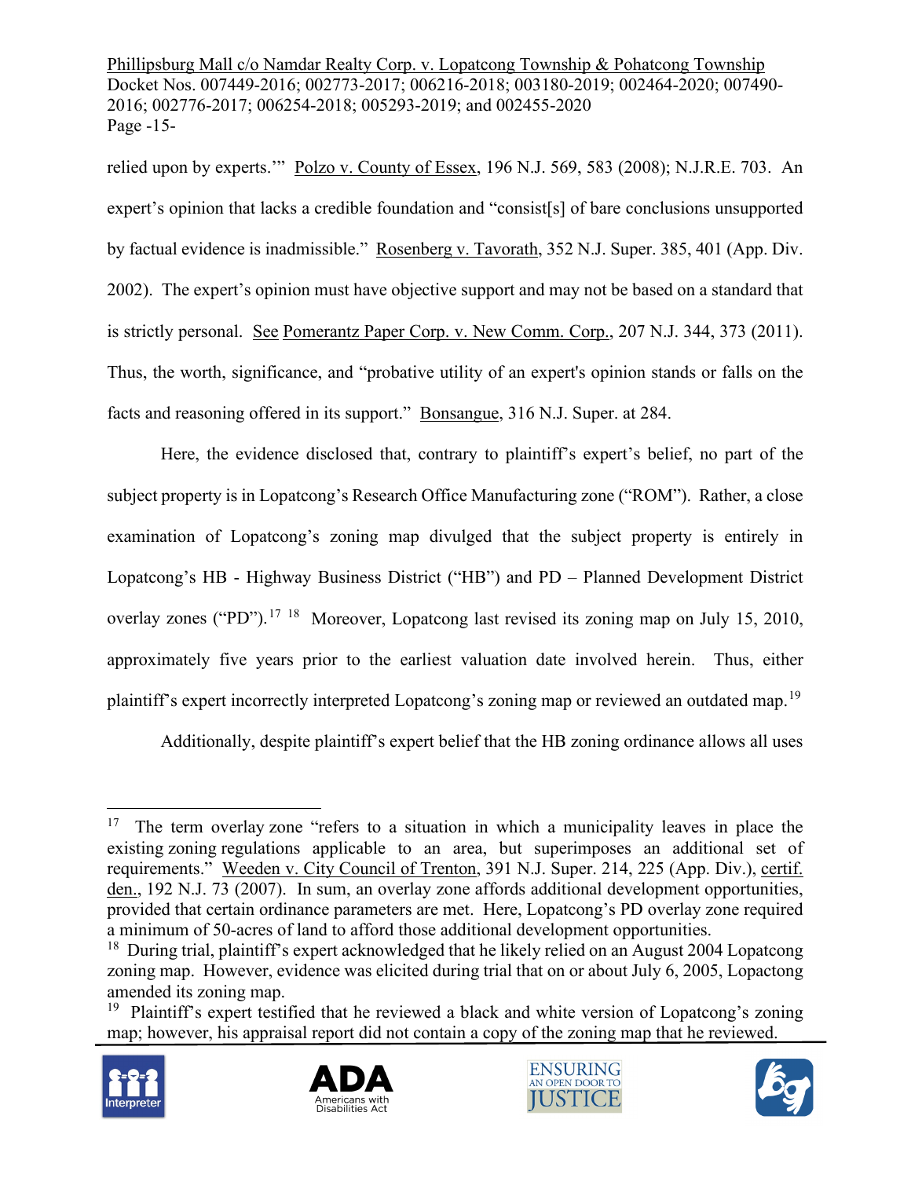relied upon by experts.'" Polzo v. County of Essex, 196 N.J. 569, 583 (2008); N.J.R.E. 703. An expert's opinion that lacks a credible foundation and "consist[s] of bare conclusions unsupported by factual evidence is inadmissible." Rosenberg v. Tavorath, 352 N.J. Super. 385, 401 (App. Div. 2002). The expert's opinion must have objective support and may not be based on a standard that is strictly personal. See Pomerantz Paper Corp. v. New Comm. Corp., 207 N.J. 344, 373 (2011). Thus, the worth, significance, and "probative utility of an expert's opinion stands or falls on the facts and reasoning offered in its support." Bonsangue, 316 N.J. Super. at 284.

Here, the evidence disclosed that, contrary to plaintiff's expert's belief, no part of the subject property is in Lopatcong's Research Office Manufacturing zone ("ROM"). Rather, a close examination of Lopatcong's zoning map divulged that the subject property is entirely in Lopatcong's HB - Highway Business District ("HB") and PD – Planned Development District overlay zones ("PD").[17] [18] Moreover, Lopatcong last revised its zoning map on July 15, 2010, approximately five years prior to the earliest valuation date involved herein. Thus, either plaintiff's expert incorrectly interpreted Lopatcong's zoning map or reviewed an outdated map.[19]

Additionally, despite plaintiff's expert belief that the HB zoning ordinance allows all uses

---

[17] The term overlay zone "refers to a situation in which a municipality leaves in place the existing zoning regulations applicable to an area, but superimposes an additional set of requirements." Weeden v. City Council of Trenton, 391 N.J. Super. 214, 225 (App. Div.), certif. den., 192 N.J. 73 (2007). In sum, an overlay zone affords additional development opportunities, provided that certain ordinance parameters are met. Here, Lopatcong's PD overlay zone required a minimum of 50-acres of land to afford those additional development opportunities.

[18] During trial, plaintiff's expert acknowledged that he likely relied on an August 2004 Lopatcong zoning map. However, evidence was elicited during trial that on or about July 6, 2005, Lopactong amended its zoning map.

[19] Plaintiff's expert testified that he reviewed a black and white version of Lopatcong's zoning map; however, his appraisal report did not contain a copy of the zoning map that he reviewed.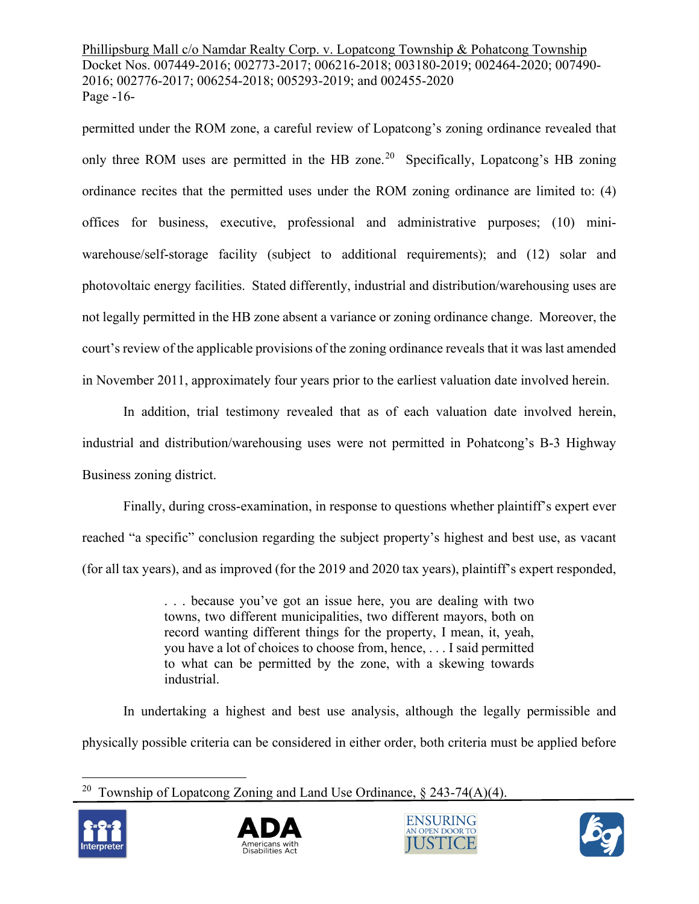permitted under the ROM zone, a careful review of Lopatcong's zoning ordinance revealed that only three ROM uses are permitted in the HB zone.[20] Specifically, Lopatcong's HB zoning ordinance recites that the permitted uses under the ROM zoning ordinance are limited to: (4) offices for business, executive, professional and administrative purposes; (10) mini-warehouse/self-storage facility (subject to additional requirements); and (12) solar and photovoltaic energy facilities. Stated differently, industrial and distribution/warehousing uses are not legally permitted in the HB zone absent a variance or zoning ordinance change. Moreover, the court's review of the applicable provisions of the zoning ordinance reveals that it was last amended in November 2011, approximately four years prior to the earliest valuation date involved herein.

In addition, trial testimony revealed that as of each valuation date involved herein, industrial and distribution/warehousing uses were not permitted in Pohatcong's B-3 Highway Business zoning district.

Finally, during cross-examination, in response to questions whether plaintiff's expert ever reached "a specific" conclusion regarding the subject property's highest and best use, as vacant (for all tax years), and as improved (for the 2019 and 2020 tax years), plaintiff's expert responded,

> . . . because you've got an issue here, you are dealing with two towns, two different municipalities, two different mayors, both on record wanting different things for the property, I mean, it, yeah, you have a lot of choices to choose from, hence, . . . I said permitted to what can be permitted by the zone, with a skewing towards industrial.

In undertaking a highest and best use analysis, although the legally permissible and physically possible criteria can be considered in either order, both criteria must be applied before

[20] Township of Lopatcong Zoning and Land Use Ordinance, § 243-74(A)(4).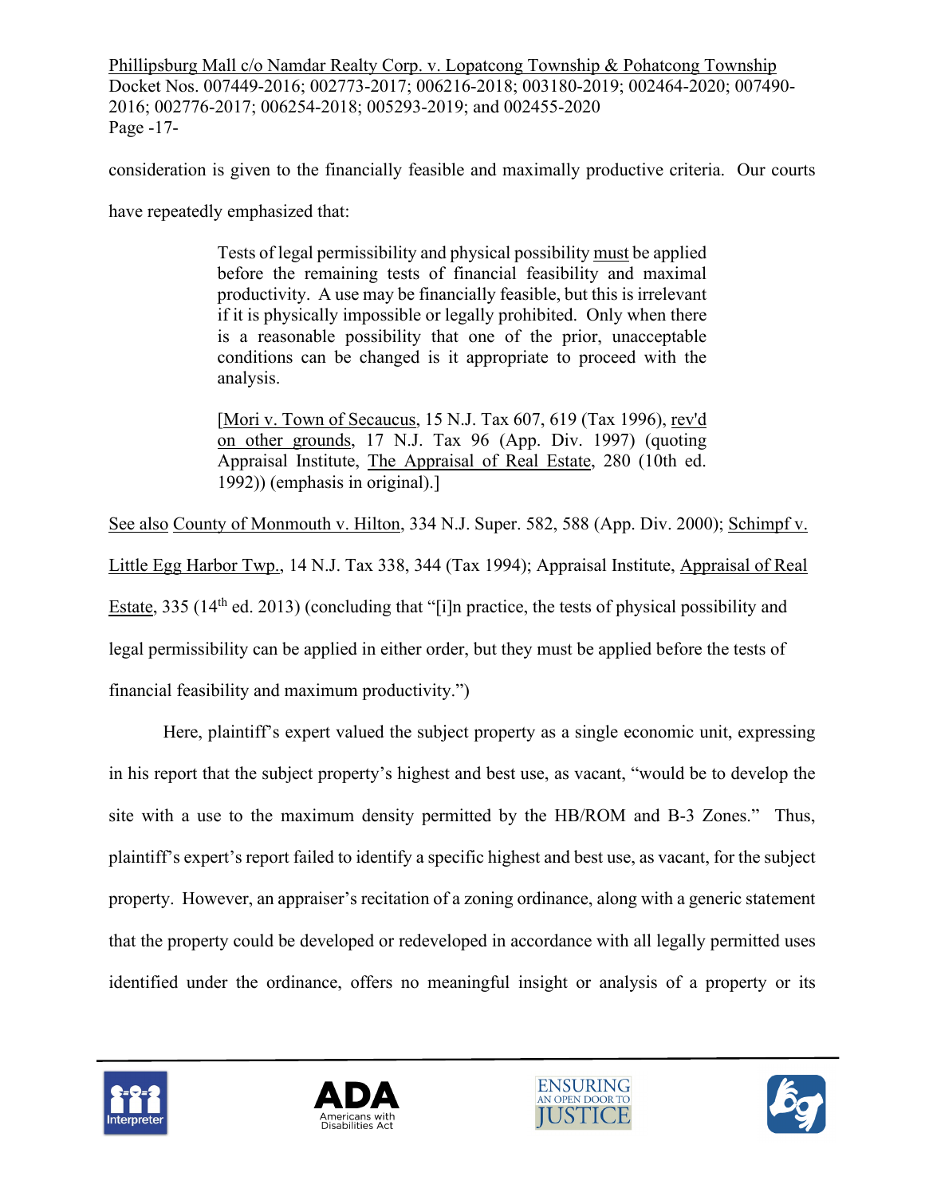consideration is given to the financially feasible and maximally productive criteria. Our courts have repeatedly emphasized that:

> Tests of legal permissibility and physical possibility must be applied before the remaining tests of financial feasibility and maximal productivity. A use may be financially feasible, but this is irrelevant if it is physically impossible or legally prohibited. Only when there is a reasonable possibility that one of the prior, unacceptable conditions can be changed is it appropriate to proceed with the analysis.
>
> [Mori v. Town of Secaucus, 15 N.J. Tax 607, 619 (Tax 1996), rev'd on other grounds, 17 N.J. Tax 96 (App. Div. 1997) (quoting Appraisal Institute, The Appraisal of Real Estate, 280 (10th ed. 1992)) (emphasis in original).]

See also County of Monmouth v. Hilton, 334 N.J. Super. 582, 588 (App. Div. 2000); Schimpf v. Little Egg Harbor Twp., 14 N.J. Tax 338, 344 (Tax 1994); Appraisal Institute, Appraisal of Real Estate, 335 (14th ed. 2013) (concluding that "[i]n practice, the tests of physical possibility and legal permissibility can be applied in either order, but they must be applied before the tests of financial feasibility and maximum productivity.")

Here, plaintiff's expert valued the subject property as a single economic unit, expressing in his report that the subject property's highest and best use, as vacant, "would be to develop the site with a use to the maximum density permitted by the HB/ROM and B-3 Zones." Thus, plaintiff's expert's report failed to identify a specific highest and best use, as vacant, for the subject property. However, an appraiser's recitation of a zoning ordinance, along with a generic statement that the property could be developed or redeveloped in accordance with all legally permitted uses identified under the ordinance, offers no meaningful insight or analysis of a property or its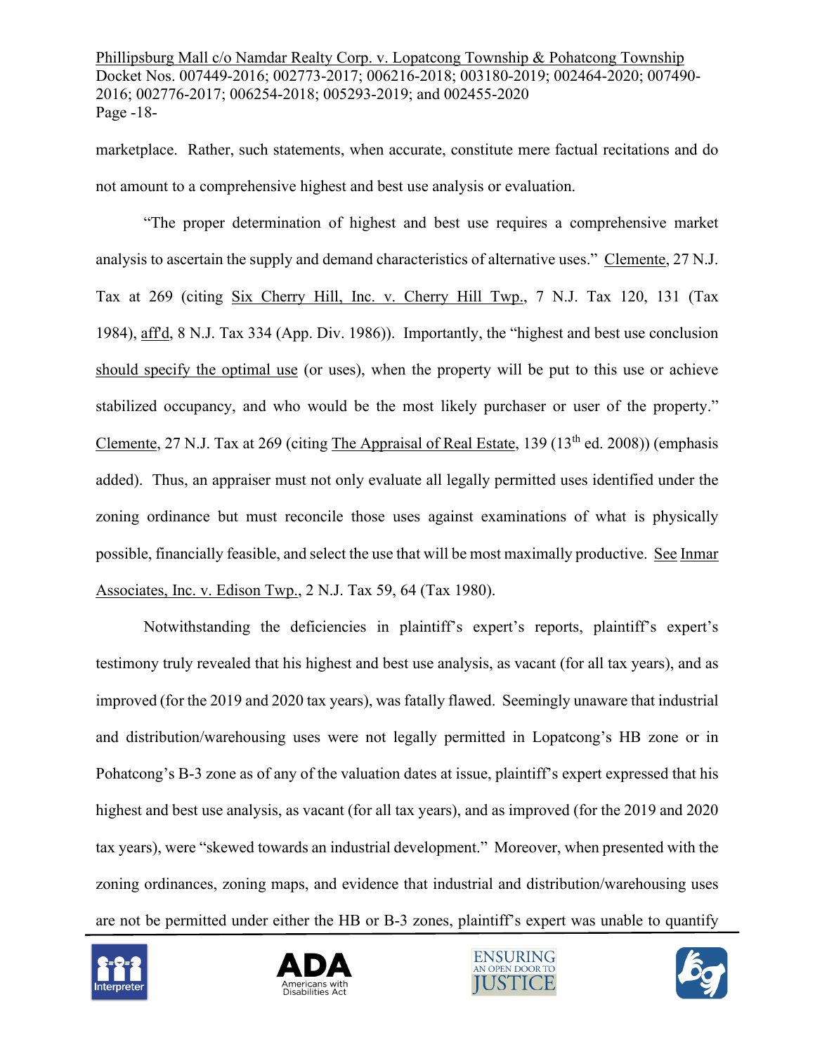marketplace. Rather, such statements, when accurate, constitute mere factual recitations and do not amount to a comprehensive highest and best use analysis or evaluation.

"The proper determination of highest and best use requires a comprehensive market analysis to ascertain the supply and demand characteristics of alternative uses." Clemente, 27 N.J. Tax at 269 (citing Six Cherry Hill, Inc. v. Cherry Hill Twp., 7 N.J. Tax 120, 131 (Tax 1984), aff'd, 8 N.J. Tax 334 (App. Div. 1986)). Importantly, the "highest and best use conclusion should specify the optimal use (or uses), when the property will be put to this use or achieve stabilized occupancy, and who would be the most likely purchaser or user of the property." Clemente, 27 N.J. Tax at 269 (citing The Appraisal of Real Estate, 139 (13th ed. 2008)) (emphasis added). Thus, an appraiser must not only evaluate all legally permitted uses identified under the zoning ordinance but must reconcile those uses against examinations of what is physically possible, financially feasible, and select the use that will be most maximally productive. See Inmar Associates, Inc. v. Edison Twp., 2 N.J. Tax 59, 64 (Tax 1980).

Notwithstanding the deficiencies in plaintiff's expert's reports, plaintiff's expert's testimony truly revealed that his highest and best use analysis, as vacant (for all tax years), and as improved (for the 2019 and 2020 tax years), was fatally flawed. Seemingly unaware that industrial and distribution/warehousing uses were not legally permitted in Lopatcong's HB zone or in Pohatcong's B-3 zone as of any of the valuation dates at issue, plaintiff's expert expressed that his highest and best use analysis, as vacant (for all tax years), and as improved (for the 2019 and 2020 tax years), were "skewed towards an industrial development." Moreover, when presented with the zoning ordinances, zoning maps, and evidence that industrial and distribution/warehousing uses are not be permitted under either the HB or B-3 zones, plaintiff's expert was unable to quantify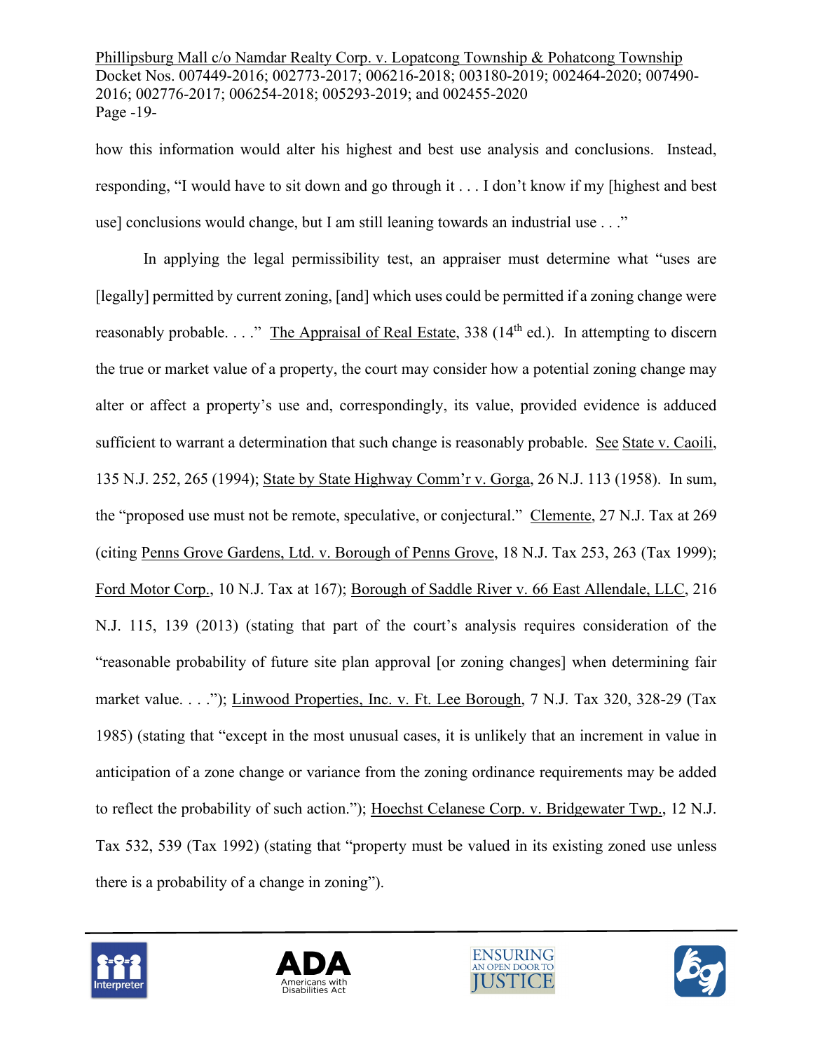how this information would alter his highest and best use analysis and conclusions. Instead, responding, "I would have to sit down and go through it . . . I don't know if my [highest and best use] conclusions would change, but I am still leaning towards an industrial use . . ."

In applying the legal permissibility test, an appraiser must determine what "uses are [legally] permitted by current zoning, [and] which uses could be permitted if a zoning change were reasonably probable. . . ." The Appraisal of Real Estate, 338 (14th ed.). In attempting to discern the true or market value of a property, the court may consider how a potential zoning change may alter or affect a property's use and, correspondingly, its value, provided evidence is adduced sufficient to warrant a determination that such change is reasonably probable. See State v. Caoili, 135 N.J. 252, 265 (1994); State by State Highway Comm'r v. Gorga, 26 N.J. 113 (1958). In sum, the "proposed use must not be remote, speculative, or conjectural." Clemente, 27 N.J. Tax at 269 (citing Penns Grove Gardens, Ltd. v. Borough of Penns Grove, 18 N.J. Tax 253, 263 (Tax 1999); Ford Motor Corp., 10 N.J. Tax at 167); Borough of Saddle River v. 66 East Allendale, LLC, 216 N.J. 115, 139 (2013) (stating that part of the court's analysis requires consideration of the "reasonable probability of future site plan approval [or zoning changes] when determining fair market value. . . ."); Linwood Properties, Inc. v. Ft. Lee Borough, 7 N.J. Tax 320, 328-29 (Tax 1985) (stating that "except in the most unusual cases, it is unlikely that an increment in value in anticipation of a zone change or variance from the zoning ordinance requirements may be added to reflect the probability of such action."); Hoechst Celanese Corp. v. Bridgewater Twp., 12 N.J. Tax 532, 539 (Tax 1992) (stating that "property must be valued in its existing zoned use unless there is a probability of a change in zoning").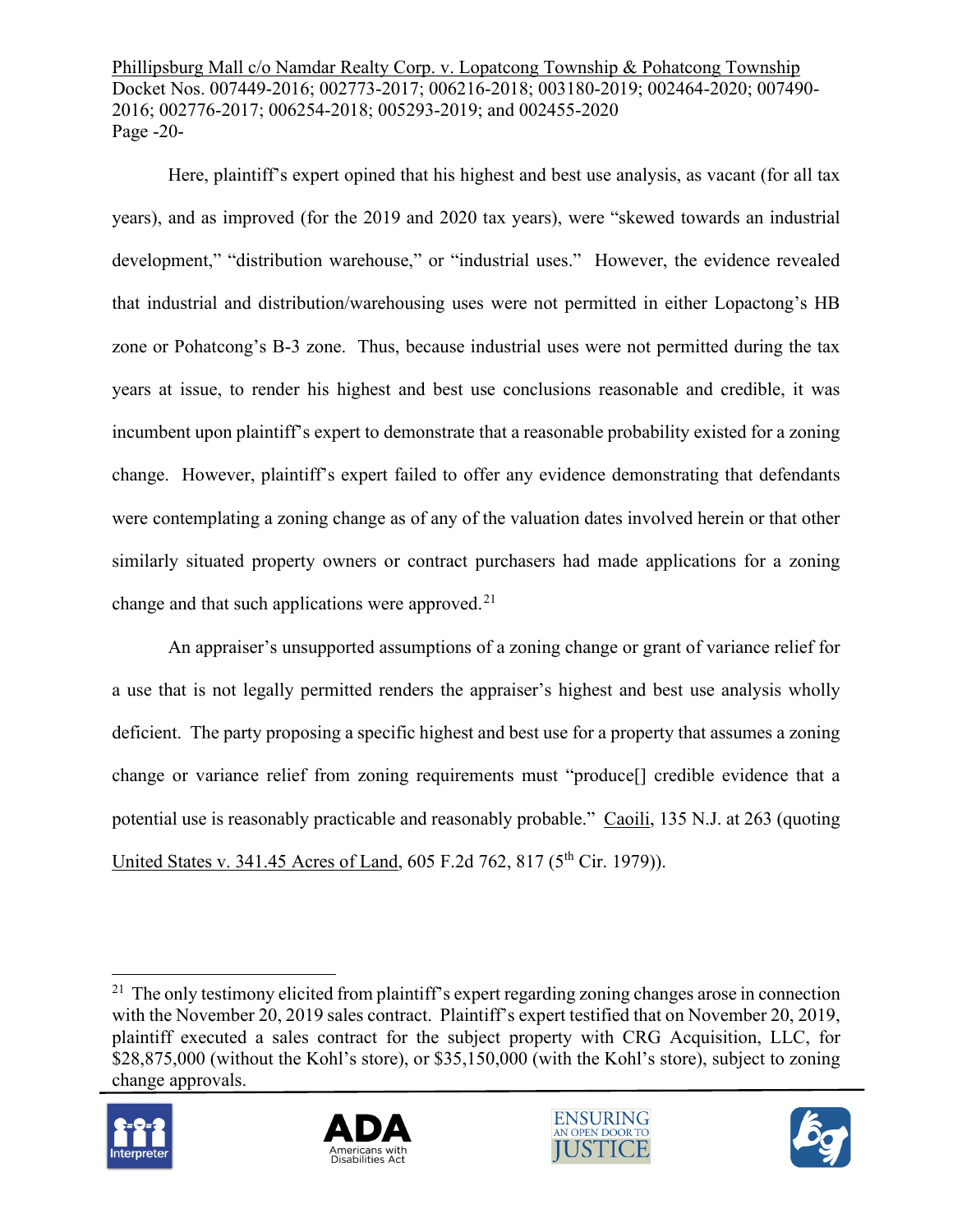Here, plaintiff's expert opined that his highest and best use analysis, as vacant (for all tax years), and as improved (for the 2019 and 2020 tax years), were "skewed towards an industrial development," "distribution warehouse," or "industrial uses." However, the evidence revealed that industrial and distribution/warehousing uses were not permitted in either Lopactong's HB zone or Pohatcong's B-3 zone. Thus, because industrial uses were not permitted during the tax years at issue, to render his highest and best use conclusions reasonable and credible, it was incumbent upon plaintiff's expert to demonstrate that a reasonable probability existed for a zoning change. However, plaintiff's expert failed to offer any evidence demonstrating that defendants were contemplating a zoning change as of any of the valuation dates involved herein or that other similarly situated property owners or contract purchasers had made applications for a zoning change and that such applications were approved.[21]

An appraiser's unsupported assumptions of a zoning change or grant of variance relief for a use that is not legally permitted renders the appraiser's highest and best use analysis wholly deficient. The party proposing a specific highest and best use for a property that assumes a zoning change or variance relief from zoning requirements must "produce[] credible evidence that a potential use is reasonably practicable and reasonably probable." Caoili, 135 N.J. at 263 (quoting United States v. 341.45 Acres of Land, 605 F.2d 762, 817 (5th Cir. 1979)).

---

[21] The only testimony elicited from plaintiff's expert regarding zoning changes arose in connection with the November 20, 2019 sales contract. Plaintiff's expert testified that on November 20, 2019, plaintiff executed a sales contract for the subject property with CRG Acquisition, LLC, for $28,875,000 (without the Kohl's store), or $35,150,000 (with the Kohl's store), subject to zoning change approvals.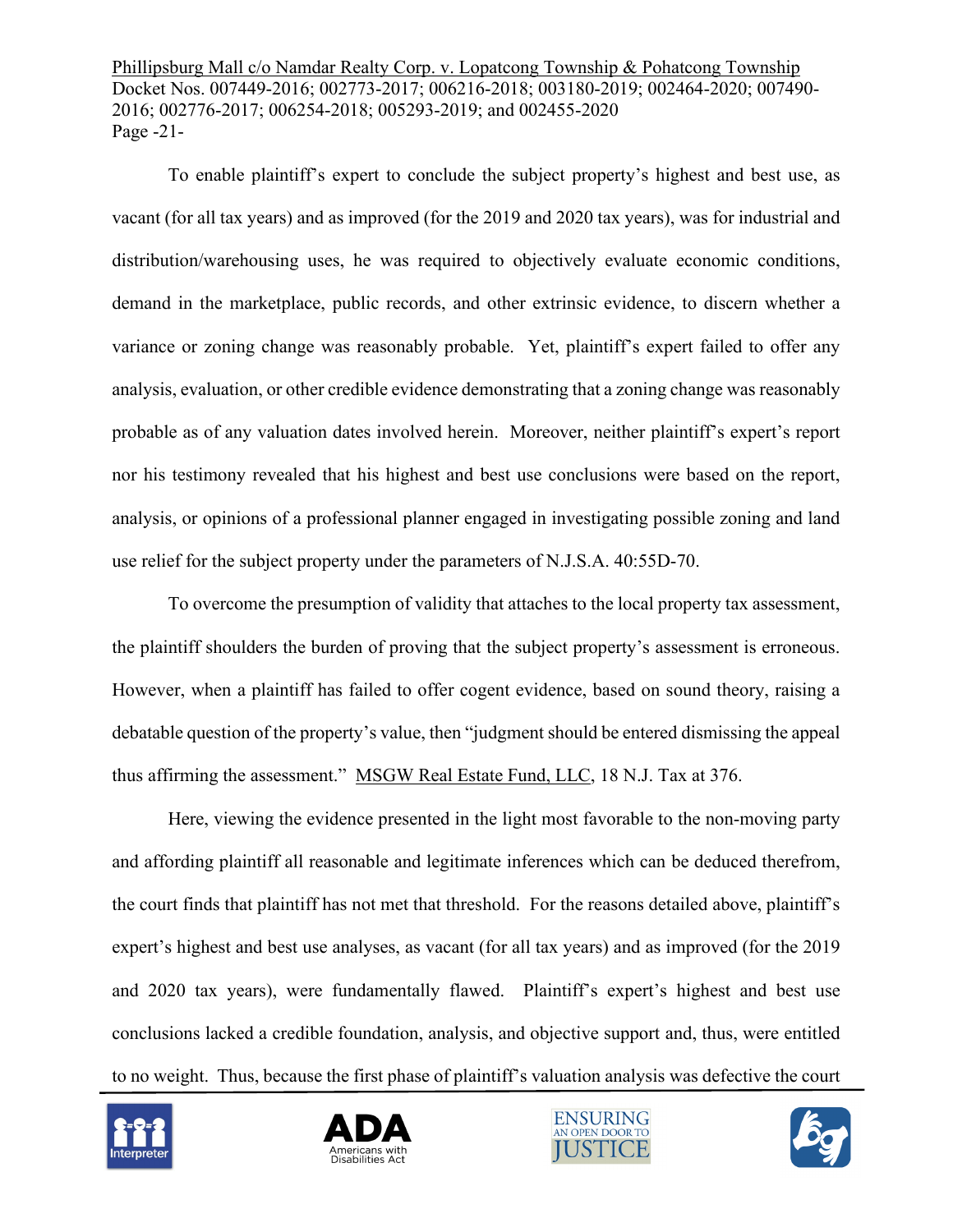To enable plaintiff's expert to conclude the subject property's highest and best use, as vacant (for all tax years) and as improved (for the 2019 and 2020 tax years), was for industrial and distribution/warehousing uses, he was required to objectively evaluate economic conditions, demand in the marketplace, public records, and other extrinsic evidence, to discern whether a variance or zoning change was reasonably probable. Yet, plaintiff's expert failed to offer any analysis, evaluation, or other credible evidence demonstrating that a zoning change was reasonably probable as of any valuation dates involved herein. Moreover, neither plaintiff's expert's report nor his testimony revealed that his highest and best use conclusions were based on the report, analysis, or opinions of a professional planner engaged in investigating possible zoning and land use relief for the subject property under the parameters of N.J.S.A. 40:55D-70.

To overcome the presumption of validity that attaches to the local property tax assessment, the plaintiff shoulders the burden of proving that the subject property's assessment is erroneous. However, when a plaintiff has failed to offer cogent evidence, based on sound theory, raising a debatable question of the property's value, then "judgment should be entered dismissing the appeal thus affirming the assessment." MSGW Real Estate Fund, LLC, 18 N.J. Tax at 376.

Here, viewing the evidence presented in the light most favorable to the non-moving party and affording plaintiff all reasonable and legitimate inferences which can be deduced therefrom, the court finds that plaintiff has not met that threshold. For the reasons detailed above, plaintiff's expert's highest and best use analyses, as vacant (for all tax years) and as improved (for the 2019 and 2020 tax years), were fundamentally flawed. Plaintiff's expert's highest and best use conclusions lacked a credible foundation, analysis, and objective support and, thus, were entitled to no weight. Thus, because the first phase of plaintiff's valuation analysis was defective the court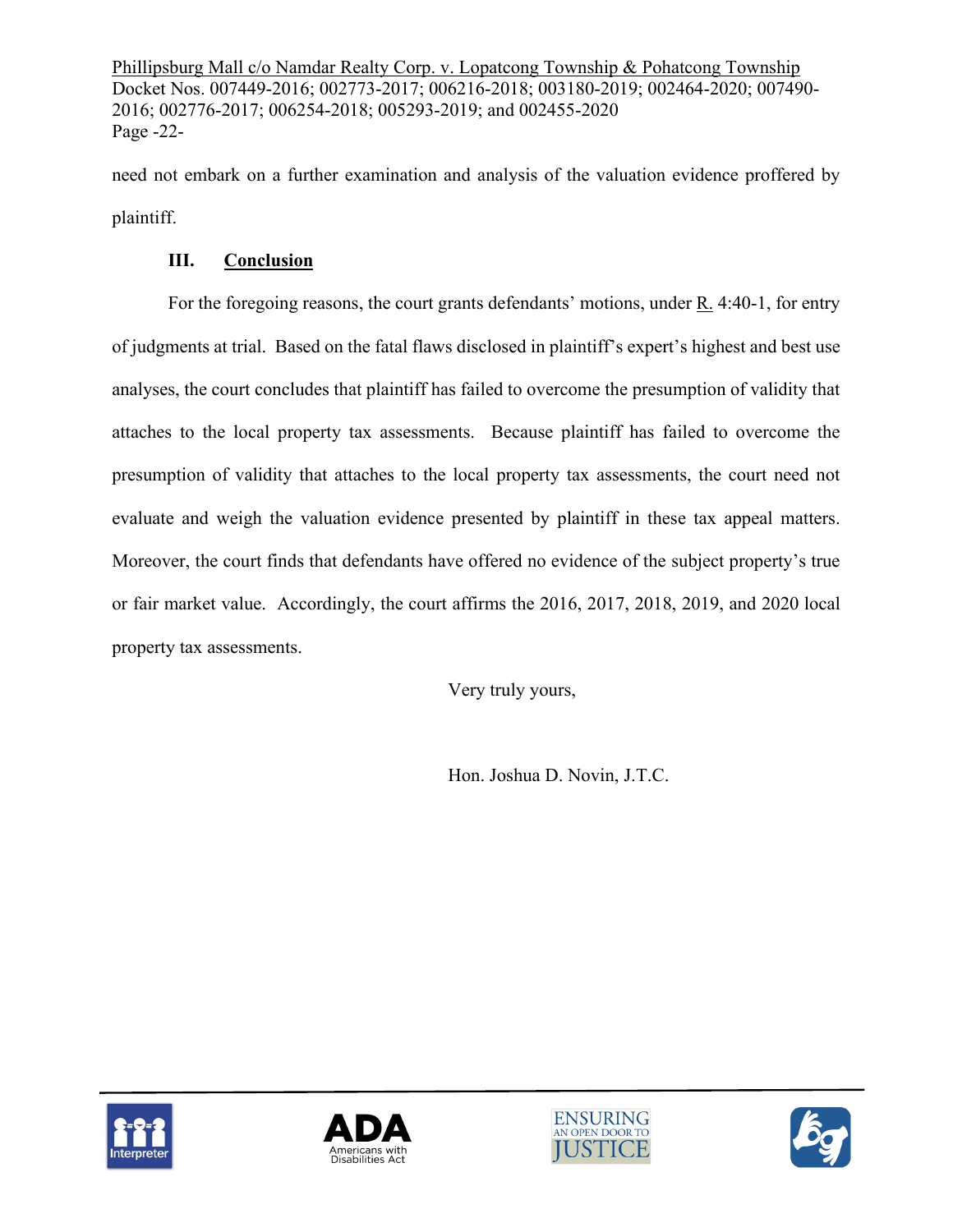need not embark on a further examination and analysis of the valuation evidence proffered by plaintiff.

## III. Conclusion

For the foregoing reasons, the court grants defendants' motions, under R. 4:40-1, for entry of judgments at trial. Based on the fatal flaws disclosed in plaintiff's expert's highest and best use analyses, the court concludes that plaintiff has failed to overcome the presumption of validity that attaches to the local property tax assessments. Because plaintiff has failed to overcome the presumption of validity that attaches to the local property tax assessments, the court need not evaluate and weigh the valuation evidence presented by plaintiff in these tax appeal matters. Moreover, the court finds that defendants have offered no evidence of the subject property's true or fair market value. Accordingly, the court affirms the 2016, 2017, 2018, 2019, and 2020 local property tax assessments.

Very truly yours,

Hon. Joshua D. Novin, J.T.C.